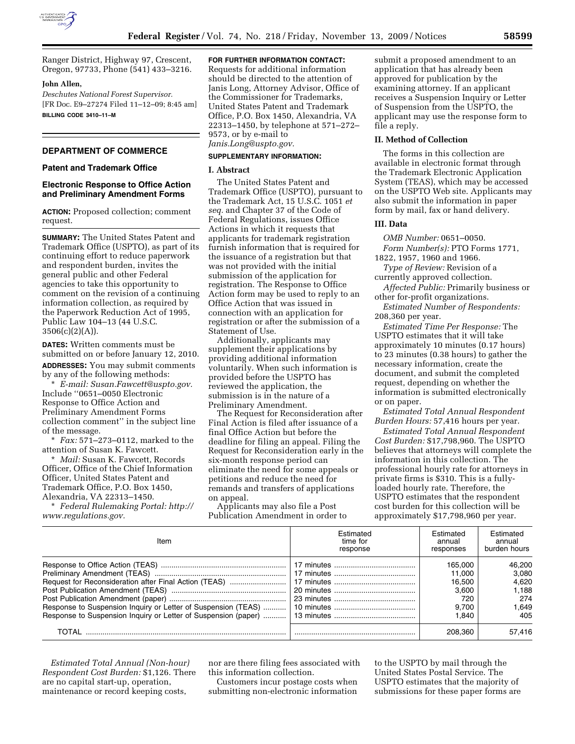Ranger District, Highway 97, Crescent, Oregon, 97733, Phone (541) 433–3216.

**John Allen,**

*Deschutes National Forest Supervisor.*

[FR Doc. E9–27274 Filed 11–12–09; 8:45 am]

**BILLING CODE 3410–11–M**

## DEPARTMENT OF COMMERCE

### Patent and Trademark Office

### Electronic Response to Office Action and Preliminary Amendment Forms

**ACTION:** Proposed collection; comment request.

**SUMMARY:** The United States Patent and Trademark Office (USPTO), as part of its continuing effort to reduce paperwork and respondent burden, invites the general public and other Federal agencies to take this opportunity to comment on the revision of a continuing information collection, as required by the Paperwork Reduction Act of 1995, Public Law 104–13 (44 U.S.C. 3506(c)(2)(A)).

**DATES:** Written comments must be submitted on or before January 12, 2010.

**ADDRESSES:** You may submit comments by any of the following methods:

* *E-mail: Susan.Fawcett@uspto.gov.* Include ''0651–0050 Electronic Response to Office Action and Preliminary Amendment Forms collection comment'' in the subject line of the message.

* *Fax:* 571–273–0112, marked to the attention of Susan K. Fawcett.

* *Mail:* Susan K. Fawcett, Records Officer, Office of the Chief Information Officer, United States Patent and Trademark Office, P.O. Box 1450, Alexandria, VA 22313–1450.

* *Federal Rulemaking Portal: http://www.regulations.gov.*

**FOR FURTHER INFORMATION CONTACT:** Requests for additional information should be directed to the attention of Janis Long, Attorney Advisor, Office of the Commissioner for Trademarks, United States Patent and Trademark Office, P.O. Box 1450, Alexandria, VA 22313–1450, by telephone at 571–272–9573, or by e-mail to *Janis.Long@uspto.gov.*

**SUPPLEMENTARY INFORMATION:**

### I. Abstract

The United States Patent and Trademark Office (USPTO), pursuant to the Trademark Act, 15 U.S.C. 1051 *et seq.* and Chapter 37 of the Code of Federal Regulations, issues Office Actions in which it requests that applicants for trademark registration furnish information that is required for the issuance of a registration but that was not provided with the initial submission of the application for registration. The Response to Office Action form may be used to reply to an Office Action that was issued in connection with an application for registration or after the submission of a Statement of Use.

Additionally, applicants may supplement their applications by providing additional information voluntarily. When such information is provided before the USPTO has reviewed the application, the submission is in the nature of a Preliminary Amendment.

The Request for Reconsideration after Final Action is filed after issuance of a final Office Action but before the deadline for filing an appeal. Filing the Request for Reconsideration early in the six-month response period can eliminate the need for some appeals or petitions and reduce the need for remands and transfers of applications on appeal.

Applicants may also file a Post Publication Amendment in order to submit a proposed amendment to an application that has already been approved for publication by the examining attorney. If an applicant receives a Suspension Inquiry or Letter of Suspension from the USPTO, the applicant may use the response form to file a reply.

### II. Method of Collection

The forms in this collection are available in electronic format through the Trademark Electronic Application System (TEAS), which may be accessed on the USPTO Web site. Applicants may also submit the information in paper form by mail, fax or hand delivery.

### III. Data

*OMB Number:* 0651–0050.

*Form Number(s):* PTO Forms 1771, 1822, 1957, 1960 and 1966.

*Type of Review:* Revision of a currently approved collection.

*Affected Public:* Primarily business or other for-profit organizations.

*Estimated Number of Respondents:* 208,360 per year.

*Estimated Time Per Response:* The USPTO estimates that it will take approximately 10 minutes (0.17 hours) to 23 minutes (0.38 hours) to gather the necessary information, create the document, and submit the completed request, depending on whether the information is submitted electronically or on paper.

*Estimated Total Annual Respondent Burden Hours:* 57,416 hours per year.

*Estimated Total Annual Respondent Cost Burden:* $17,798,960. The USPTO believes that attorneys will complete the information in this collection. The professional hourly rate for attorneys in private firms is $310. This is a fully-loaded hourly rate. Therefore, the USPTO estimates that the respondent cost burden for this collection will be approximately $17,798,960 per year.

| Item | Estimated time for response | Estimated annual responses | Estimated annual burden hours |
|---|---|---|---|
| Response to Office Action (TEAS) | 17 minutes | 165,000 | 46,200 |
| Preliminary Amendment (TEAS) | 17 minutes | 11,000 | 3,080 |
| Request for Reconsideration after Final Action (TEAS) | 17 minutes | 16,500 | 4,620 |
| Post Publication Amendment (TEAS) | 20 minutes | 3,600 | 1,188 |
| Post Publication Amendment (paper) | 23 minutes | 720 | 274 |
| Response to Suspension Inquiry or Letter of Suspension (TEAS) | 10 minutes | 9,700 | 1,649 |
| Response to Suspension Inquiry or Letter of Suspension (paper) | 13 minutes | 1,840 | 405 |
| TOTAL | | 208,360 | 57,416 |

*Estimated Total Annual (Non-hour) Respondent Cost Burden:* $1,126. There are no capital start-up, operation, maintenance or record keeping costs, nor are there filing fees associated with this information collection.

Customers incur postage costs when submitting non-electronic information to the USPTO by mail through the United States Postal Service. The USPTO estimates that the majority of submissions for these paper forms are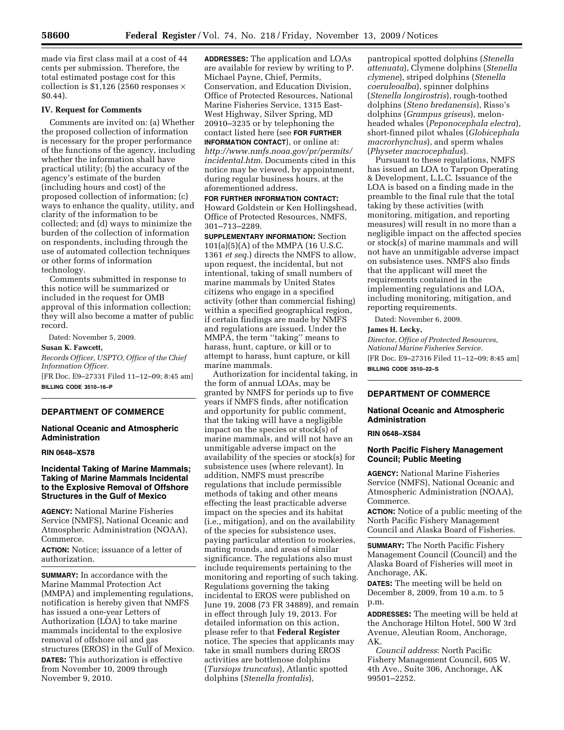made via first class mail at a cost of 44 cents per submission. Therefore, the total estimated postage cost for this collection is $1,126 (2560 responses × $0.44).

### IV. Request for Comments

Comments are invited on: (a) Whether the proposed collection of information is necessary for the proper performance of the functions of the agency, including whether the information shall have practical utility; (b) the accuracy of the agency's estimate of the burden (including hours and cost) of the proposed collection of information; (c) ways to enhance the quality, utility, and clarity of the information to be collected; and (d) ways to minimize the burden of the collection of information on respondents, including through the use of automated collection techniques or other forms of information technology.

Comments submitted in response to this notice will be summarized or included in the request for OMB approval of this information collection; they will also become a matter of public record.

Dated: November 5, 2009.

**Susan K. Fawcett,**

*Records Officer, USPTO, Office of the Chief Information Officer.*

[FR Doc. E9–27331 Filed 11–12–09; 8:45 am]

**BILLING CODE 3510–16–P**

## DEPARTMENT OF COMMERCE

### National Oceanic and Atmospheric Administration

**RIN 0648–XS78**

### Incidental Taking of Marine Mammals; Taking of Marine Mammals Incidental to the Explosive Removal of Offshore Structures in the Gulf of Mexico

**AGENCY:** National Marine Fisheries Service (NMFS), National Oceanic and Atmospheric Administration (NOAA), Commerce.

**ACTION:** Notice; issuance of a letter of authorization.

**SUMMARY:** In accordance with the Marine Mammal Protection Act (MMPA) and implementing regulations, notification is hereby given that NMFS has issued a one-year Letters of Authorization (LOA) to take marine mammals incidental to the explosive removal of offshore oil and gas structures (EROS) in the Gulf of Mexico.

**DATES:** This authorization is effective from November 10, 2009 through November 9, 2010.

**ADDRESSES:** The application and LOAs are available for review by writing to P. Michael Payne, Chief, Permits, Conservation, and Education Division, Office of Protected Resources, National Marine Fisheries Service, 1315 East-West Highway, Silver Spring, MD 20910–3235 or by telephoning the contact listed here (see **FOR FURTHER INFORMATION CONTACT**), or online at: *http://www.nmfs.noaa.gov/pr/permits/incidental.htm*. Documents cited in this notice may be viewed, by appointment, during regular business hours, at the aforementioned address.

**FOR FURTHER INFORMATION CONTACT:** Howard Goldstein or Ken Hollingshead, Office of Protected Resources, NMFS, 301–713–2289.

**SUPPLEMENTARY INFORMATION:** Section 101(a)(5)(A) of the MMPA (16 U.S.C. 1361 *et seq.*) directs the NMFS to allow, upon request, the incidental, but not intentional, taking of small numbers of marine mammals by United States citizens who engage in a specified activity (other than commercial fishing) within a specified geographical region, if certain findings are made by NMFS and regulations are issued. Under the MMPA, the term ''taking'' means to harass, hunt, capture, or kill or to attempt to harass, hunt capture, or kill marine mammals.

Authorization for incidental taking, in the form of annual LOAs, may be granted by NMFS for periods up to five years if NMFS finds, after notification and opportunity for public comment, that the taking will have a negligible impact on the species or stock(s) of marine mammals, and will not have an unmitigable adverse impact on the availability of the species or stock(s) for subsistence uses (where relevant). In addition, NMFS must prescribe regulations that include permissible methods of taking and other means effecting the least practicable adverse impact on the species and its habitat (i.e., mitigation), and on the availability of the species for subsistence uses, paying particular attention to rookeries, mating rounds, and areas of similar significance. The regulations also must include requirements pertaining to the monitoring and reporting of such taking. Regulations governing the taking incidental to EROS were published on June 19, 2008 (73 FR 34889), and remain in effect through July 19, 2013. For detailed information on this action, please refer to that **Federal Register** notice. The species that applicants may take in small numbers during EROS activities are bottlenose dolphins (*Tursiops truncatus*), Atlantic spotted dolphins (*Stenella frontalis*), pantropical spotted dolphins (*Stenella attenuata*), Clymene dolphins (*Stenella clymene*), striped dolphins (*Stenella coeruleoalba*), spinner dolphins (*Stenella longirostris*), rough-toothed dolphins (*Steno bredanensis*), Risso's dolphins (*Grampus griseus*), melon-headed whales (*Peponocephala electra*), short-finned pilot whales (*Globicephala macrorhynchus*), and sperm whales (*Physeter macrocephalus*).

Pursuant to these regulations, NMFS has issued an LOA to Tarpon Operating & Development, L.L.C. Issuance of the LOA is based on a finding made in the preamble to the final rule that the total taking by these activities (with monitoring, mitigation, and reporting measures) will result in no more than a negligible impact on the affected species or stock(s) of marine mammals and will not have an unmitigable adverse impact on subsistence uses. NMFS also finds that the applicant will meet the requirements contained in the implementing regulations and LOA, including monitoring, mitigation, and reporting requirements.

Dated: November 6, 2009.

**James H. Lecky,**

*Director, Office of Protected Resources, National Marine Fisheries Service.*

[FR Doc. E9–27316 Filed 11–12–09; 8:45 am]

**BILLING CODE 3510–22–S**

## DEPARTMENT OF COMMERCE

### National Oceanic and Atmospheric Administration

**RIN 0648–XS84**

### North Pacific Fishery Management Council; Public Meeting

**AGENCY:** National Marine Fisheries Service (NMFS), National Oceanic and Atmospheric Administration (NOAA), Commerce.

**ACTION:** Notice of a public meeting of the North Pacific Fishery Management Council and Alaska Board of Fisheries.

**SUMMARY:** The North Pacific Fishery Management Council (Council) and the Alaska Board of Fisheries will meet in Anchorage, AK.

**DATES:** The meeting will be held on December 8, 2009, from 10 a.m. to 5 p.m.

**ADDRESSES:** The meeting will be held at the Anchorage Hilton Hotel, 500 W 3rd Avenue, Aleutian Room, Anchorage, AK.

*Council address*: North Pacific Fishery Management Council, 605 W. 4th Ave., Suite 306, Anchorage, AK 99501–2252.